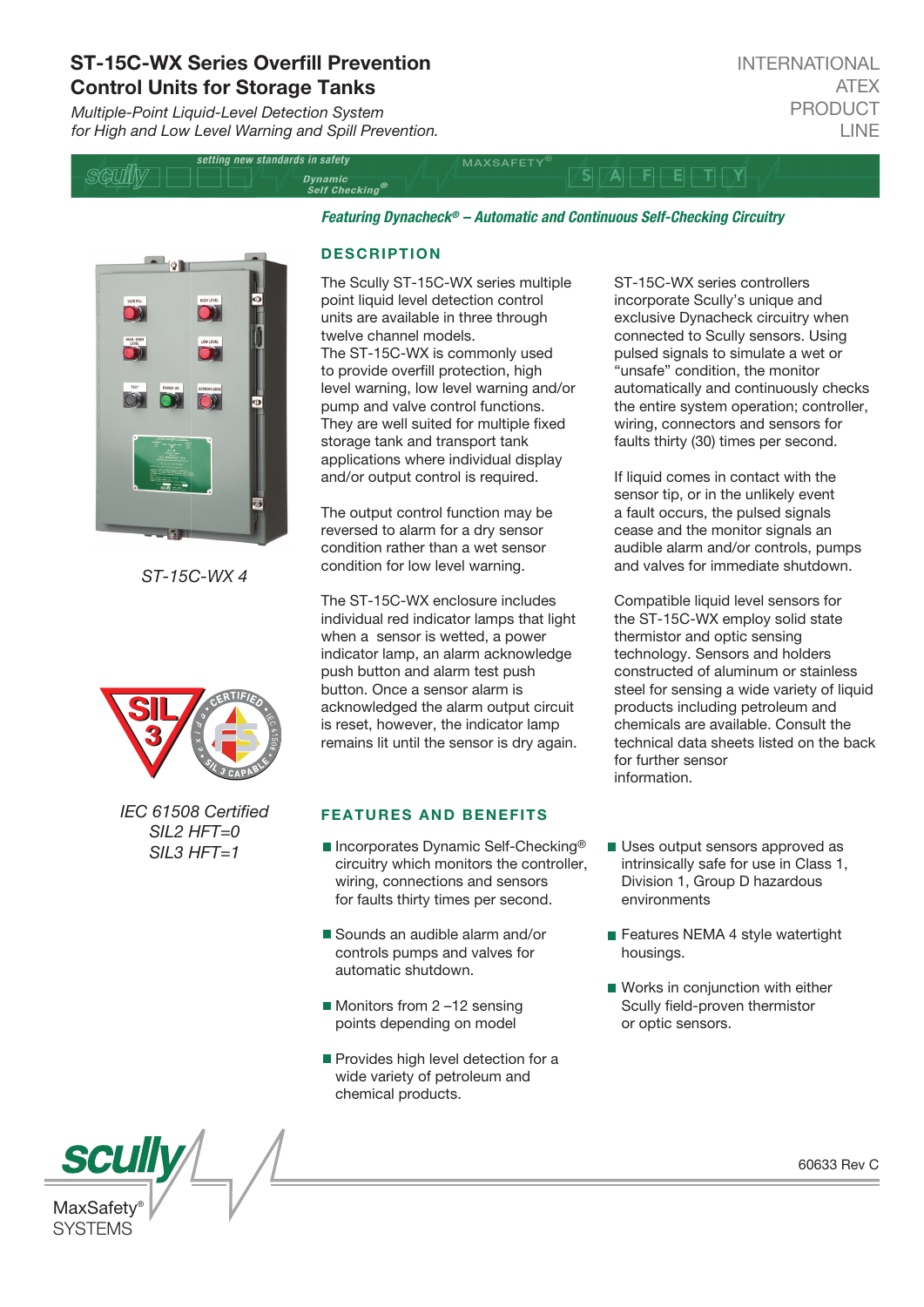# ST-15C-WX Series Overfill Prevention Control Units for Storage Tanks

*Multiple-Point Liquid-Level Detection System for High and Low Level Warning and Spill Prevention.*

INTERNATIONAL ATEX PRODUCT LINE

***Featuring Dynacheck® – Automatic and Continuous Self-Checking Circuitry***

*ST-15C-WX 4*

*IEC 61508 Certified*
*SIL2 HFT=0*
*SIL3 HFT=1*

## DESCRIPTION

The Scully ST-15C-WX series multiple point liquid level detection control units are available in three through twelve channel models.
The ST-15C-WX is commonly used to provide overfill protection, high level warning, low level warning and/or pump and valve control functions. They are well suited for multiple fixed storage tank and transport tank applications where individual display and/or output control is required.

The output control function may be reversed to alarm for a dry sensor condition rather than a wet sensor condition for low level warning.

The ST-15C-WX enclosure includes individual red indicator lamps that light when a sensor is wetted, a power indicator lamp, an alarm acknowledge push button and alarm test push button. Once a sensor alarm is acknowledged the alarm output circuit is reset, however, the indicator lamp remains lit until the sensor is dry again.

ST-15C-WX series controllers incorporate Scully's unique and exclusive Dynacheck circuitry when connected to Scully sensors. Using pulsed signals to simulate a wet or "unsafe" condition, the monitor automatically and continuously checks the entire system operation; controller, wiring, connectors and sensors for faults thirty (30) times per second.

If liquid comes in contact with the sensor tip, or in the unlikely event a fault occurs, the pulsed signals cease and the monitor signals an audible alarm and/or controls, pumps and valves for immediate shutdown.

Compatible liquid level sensors for the ST-15C-WX employ solid state thermistor and optic sensing technology. Sensors and holders constructed of aluminum or stainless steel for sensing a wide variety of liquid products including petroleum and chemicals are available. Consult the technical data sheets listed on the back for further sensor information.

## FEATURES AND BENEFITS

- Incorporates Dynamic Self-Checking® circuitry which monitors the controller, wiring, connections and sensors for faults thirty times per second.
- Sounds an audible alarm and/or controls pumps and valves for automatic shutdown.
- Monitors from 2 –12 sensing points depending on model
- Provides high level detection for a wide variety of petroleum and chemical products.
- Uses output sensors approved as intrinsically safe for use in Class 1, Division 1, Group D hazardous environments
- Features NEMA 4 style watertight housings.
- Works in conjunction with either Scully field-proven thermistor or optic sensors.

60633 Rev C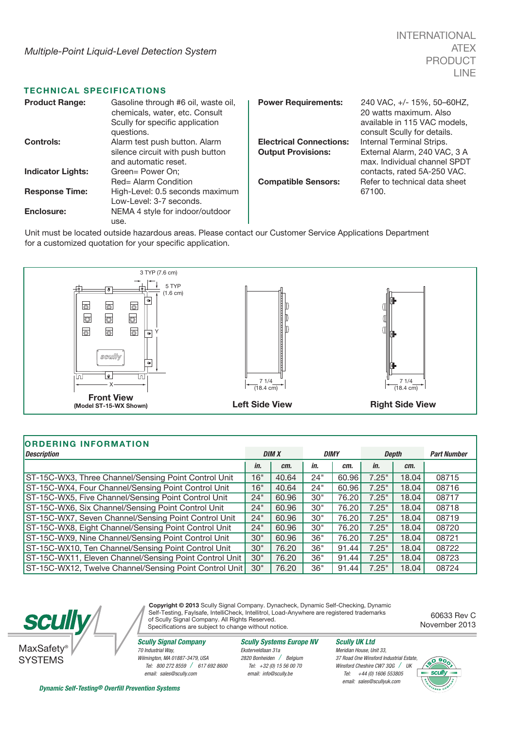Multiple-Point Liquid-Level Detection System

INTERNATIONAL ATEX PRODUCT LINE

## TECHNICAL SPECIFICATIONS

**Product Range:** Gasoline through #6 oil, waste oil, chemicals, water, etc. Consult Scully for specific application questions.

**Controls:** Alarm test push button. Alarm silence circuit with push button and automatic reset.

**Indicator Lights:** Green= Power On; Red= Alarm Condition

**Response Time:** High-Level: 0.5 seconds maximum Low-Level: 3-7 seconds.

**Enclosure:** NEMA 4 style for indoor/outdoor use.

**Power Requirements:** 240 VAC, +/- 15%, 50–60HZ, 20 watts maximum. Also available in 115 VAC models, consult Scully for details.

**Electrical Connections:** Internal Terminal Strips.

**Output Provisions:** External Alarm, 240 VAC, 3 A max. Individual channel SPDT contacts, rated 5A-250 VAC.

**Compatible Sensors:** Refer to technical data sheet 67100.

Unit must be located outside hazardous areas. Please contact our Customer Service Applications Department for a customized quotation for your specific application.

3 TYP (7.6 cm)
5 TYP
(1.6 cm)
Y
X
7 1/4
(18.4 cm)
7 1/4
(18.4 cm)

**Front View**
**(Model ST-15-WX Shown)**

**Left Side View**

**Right Side View**

## ORDERING INFORMATION

| *Description* | *DIM X* | | *DIMY* | | *Depth* | | *Part Number* |
|---|---|---|---|---|---|---|---|
| | *in.* | *cm.* | *in.* | *cm.* | *in.* | *cm.* | |
| ST-15C-WX3, Three Channel/Sensing Point Control Unit | 16" | 40.64 | 24" | 60.96 | 7.25" | 18.04 | 08715 |
| ST-15C-WX4, Four Channel/Sensing Point Control Unit | 16" | 40.64 | 24" | 60.96 | 7.25" | 18.04 | 08716 |
| ST-15C-WX5, Five Channel/Sensing Point Control Unit | 24" | 60.96 | 30" | 76.20 | 7.25" | 18.04 | 08717 |
| ST-15C-WX6, Six Channel/Sensing Point Control Unit | 24" | 60.96 | 30" | 76.20 | 7.25" | 18.04 | 08718 |
| ST-15C-WX7, Seven Channel/Sensing Point Control Unit | 24" | 60.96 | 30" | 76.20 | 7.25" | 18.04 | 08719 |
| ST-15C-WX8, Eight Channel/Sensing Point Control Unit | 24" | 60.96 | 30" | 76.20 | 7.25" | 18.04 | 08720 |
| ST-15C-WX9, Nine Channel/Sensing Point Control Unit | 30" | 60.96 | 36" | 76.20 | 7.25" | 18.04 | 08721 |
| ST-15C-WX10, Ten Channel/Sensing Point Control Unit | 30" | 76.20 | 36" | 91.44 | 7.25" | 18.04 | 08722 |
| ST-15C-WX11, Eleven Channel/Sensing Point Control Unit | 30" | 76.20 | 36" | 91.44 | 7.25" | 18.04 | 08723 |
| ST-15C-WX12, Twelve Channel/Sensing Point Control Unit | 30" | 76.20 | 36" | 91.44 | 7.25" | 18.04 | 08724 |

scully MaxSafety® SYSTEMS

**Copyright © 2013** Scully Signal Company. Dynacheck, Dynamic Self-Checking, Dynamic Self-Testing, Faylsafe, IntelliCheck, Intellitrol, Load-Anywhere are registered trademarks of Scully Signal Company. All Rights Reserved. Specifications are subject to change without notice.

60633 Rev C
November 2013

***Scully Signal Company***
*70 Industrial Way,*
*Wilmington, MA 01887-3479, USA*
*Tel: 800 272 8559 / 617 692 8600*
*email: sales@scully.com*

***Scully Systems Europe NV***
*Eksterveldlaan 31a*
*2820 Bonheiden / Belgium*
*Tel: +32 (0) 15 56 00 70*
*email: info@scully.be*

***Scully UK Ltd***
*Meridian House, Unit 33,*
*37 Road One Winsford Industrial Estate,*
*Winsford Cheshire CW7 3QG / UK*
*Tel: +44 (0) 1606 553805*
*email: sales@scullyuk.com*

ISO 9001 scully REGISTERED COMPANY

***Dynamic Self-Testing® Overfill Prevention Systems***